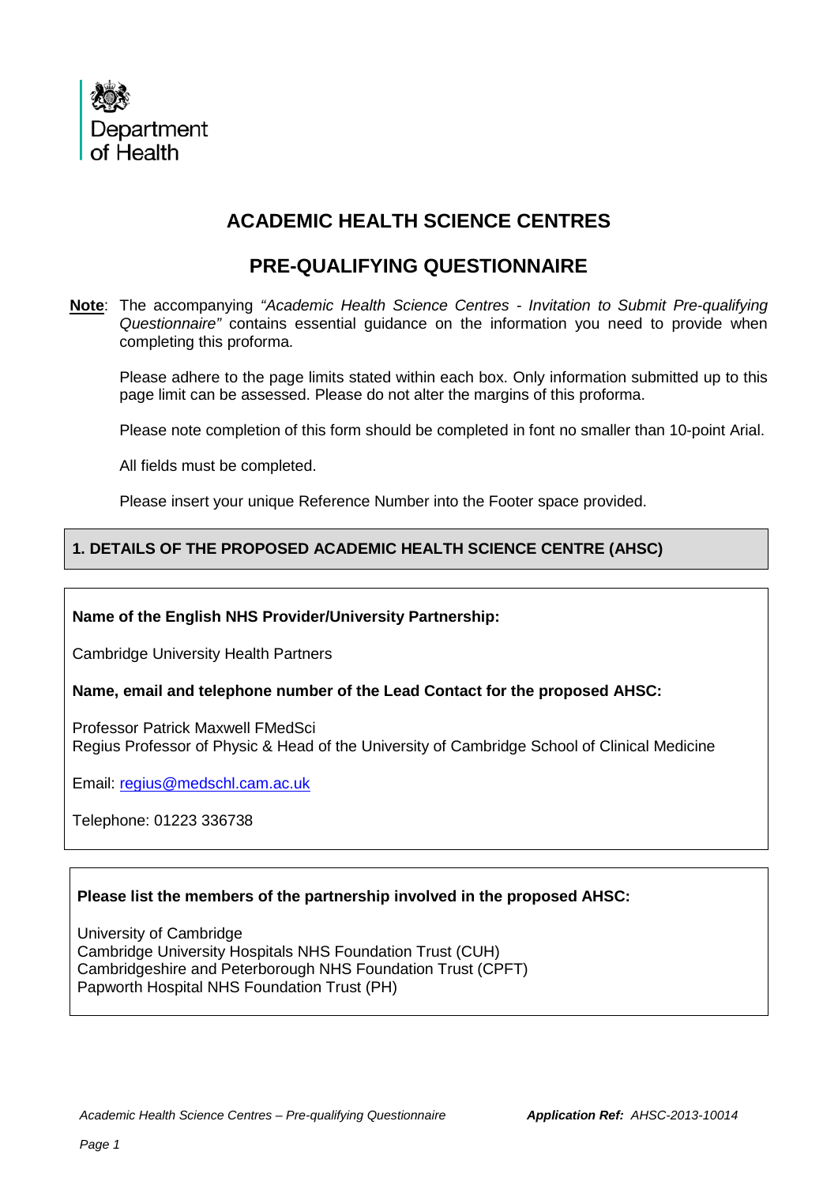Department of Health

# ACADEMIC HEALTH SCIENCE CENTRES

# PRE-QUALIFYING QUESTIONNAIRE

**Note**: The accompanying *"Academic Health Science Centres - Invitation to Submit Pre-qualifying Questionnaire"* contains essential guidance on the information you need to provide when completing this proforma.

Please adhere to the page limits stated within each box. Only information submitted up to this page limit can be assessed. Please do not alter the margins of this proforma.

Please note completion of this form should be completed in font no smaller than 10-point Arial.

All fields must be completed.

Please insert your unique Reference Number into the Footer space provided.

## 1. DETAILS OF THE PROPOSED ACADEMIC HEALTH SCIENCE CENTRE (AHSC)

**Name of the English NHS Provider/University Partnership:**

Cambridge University Health Partners

**Name, email and telephone number of the Lead Contact for the proposed AHSC:**

Professor Patrick Maxwell FMedSci
Regius Professor of Physic & Head of the University of Cambridge School of Clinical Medicine

Email: regius@medschl.cam.ac.uk

Telephone: 01223 336738

**Please list the members of the partnership involved in the proposed AHSC:**

University of Cambridge
Cambridge University Hospitals NHS Foundation Trust (CUH)
Cambridgeshire and Peterborough NHS Foundation Trust (CPFT)
Papworth Hospital NHS Foundation Trust (PH)

*Academic Health Science Centres – Pre-qualifying Questionnaire* ***Application Ref:*** *AHSC-2013-10014*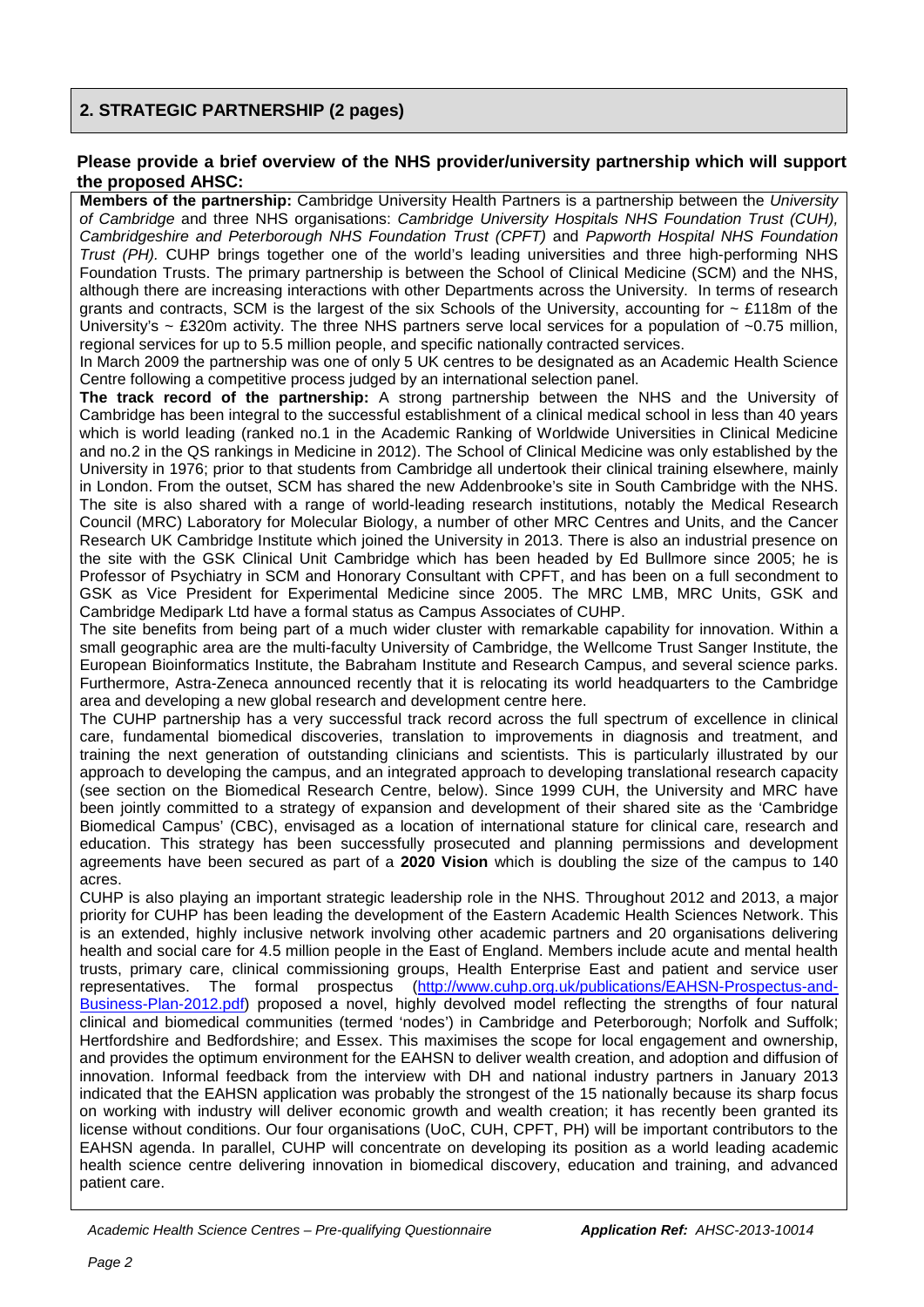## 2. STRATEGIC PARTNERSHIP (2 pages)

**Please provide a brief overview of the NHS provider/university partnership which will support the proposed AHSC:**

**Members of the partnership:** Cambridge University Health Partners is a partnership between the *University of Cambridge* and three NHS organisations: *Cambridge University Hospitals NHS Foundation Trust (CUH), Cambridgeshire and Peterborough NHS Foundation Trust (CPFT)* and *Papworth Hospital NHS Foundation Trust (PH).* CUHP brings together one of the world's leading universities and three high-performing NHS Foundation Trusts. The primary partnership is between the School of Clinical Medicine (SCM) and the NHS, although there are increasing interactions with other Departments across the University. In terms of research grants and contracts, SCM is the largest of the six Schools of the University, accounting for ~ £118m of the University's ~ £320m activity. The three NHS partners serve local services for a population of ~0.75 million, regional services for up to 5.5 million people, and specific nationally contracted services.

In March 2009 the partnership was one of only 5 UK centres to be designated as an Academic Health Science Centre following a competitive process judged by an international selection panel.

**The track record of the partnership:** A strong partnership between the NHS and the University of Cambridge has been integral to the successful establishment of a clinical medical school in less than 40 years which is world leading (ranked no.1 in the Academic Ranking of Worldwide Universities in Clinical Medicine and no.2 in the QS rankings in Medicine in 2012). The School of Clinical Medicine was only established by the University in 1976; prior to that students from Cambridge all undertook their clinical training elsewhere, mainly in London. From the outset, SCM has shared the new Addenbrooke's site in South Cambridge with the NHS. The site is also shared with a range of world-leading research institutions, notably the Medical Research Council (MRC) Laboratory for Molecular Biology, a number of other MRC Centres and Units, and the Cancer Research UK Cambridge Institute which joined the University in 2013. There is also an industrial presence on the site with the GSK Clinical Unit Cambridge which has been headed by Ed Bullmore since 2005; he is Professor of Psychiatry in SCM and Honorary Consultant with CPFT, and has been on a full secondment to GSK as Vice President for Experimental Medicine since 2005. The MRC LMB, MRC Units, GSK and Cambridge Medipark Ltd have a formal status as Campus Associates of CUHP.

The site benefits from being part of a much wider cluster with remarkable capability for innovation. Within a small geographic area are the multi-faculty University of Cambridge, the Wellcome Trust Sanger Institute, the European Bioinformatics Institute, the Babraham Institute and Research Campus, and several science parks. Furthermore, Astra-Zeneca announced recently that it is relocating its world headquarters to the Cambridge area and developing a new global research and development centre here.

The CUHP partnership has a very successful track record across the full spectrum of excellence in clinical care, fundamental biomedical discoveries, translation to improvements in diagnosis and treatment, and training the next generation of outstanding clinicians and scientists. This is particularly illustrated by our approach to developing the campus, and an integrated approach to developing translational research capacity (see section on the Biomedical Research Centre, below). Since 1999 CUH, the University and MRC have been jointly committed to a strategy of expansion and development of their shared site as the 'Cambridge Biomedical Campus' (CBC), envisaged as a location of international stature for clinical care, research and education. This strategy has been successfully prosecuted and planning permissions and development agreements have been secured as part of a **2020 Vision** which is doubling the size of the campus to 140 acres.

CUHP is also playing an important strategic leadership role in the NHS. Throughout 2012 and 2013, a major priority for CUHP has been leading the development of the Eastern Academic Health Sciences Network. This is an extended, highly inclusive network involving other academic partners and 20 organisations delivering health and social care for 4.5 million people in the East of England. Members include acute and mental health trusts, primary care, clinical commissioning groups, Health Enterprise East and patient and service user representatives. The formal prospectus (http://www.cuhp.org.uk/publications/EAHSN-Prospectus-and-Business-Plan-2012.pdf) proposed a novel, highly devolved model reflecting the strengths of four natural clinical and biomedical communities (termed 'nodes') in Cambridge and Peterborough; Norfolk and Suffolk; Hertfordshire and Bedfordshire; and Essex. This maximises the scope for local engagement and ownership, and provides the optimum environment for the EAHSN to deliver wealth creation, and adoption and diffusion of innovation. Informal feedback from the interview with DH and national industry partners in January 2013 indicated that the EAHSN application was probably the strongest of the 15 nationally because its sharp focus on working with industry will deliver economic growth and wealth creation; it has recently been granted its license without conditions. Our four organisations (UoC, CUH, CPFT, PH) will be important contributors to the EAHSN agenda. In parallel, CUHP will concentrate on developing its position as a world leading academic health science centre delivering innovation in biomedical discovery, education and training, and advanced patient care.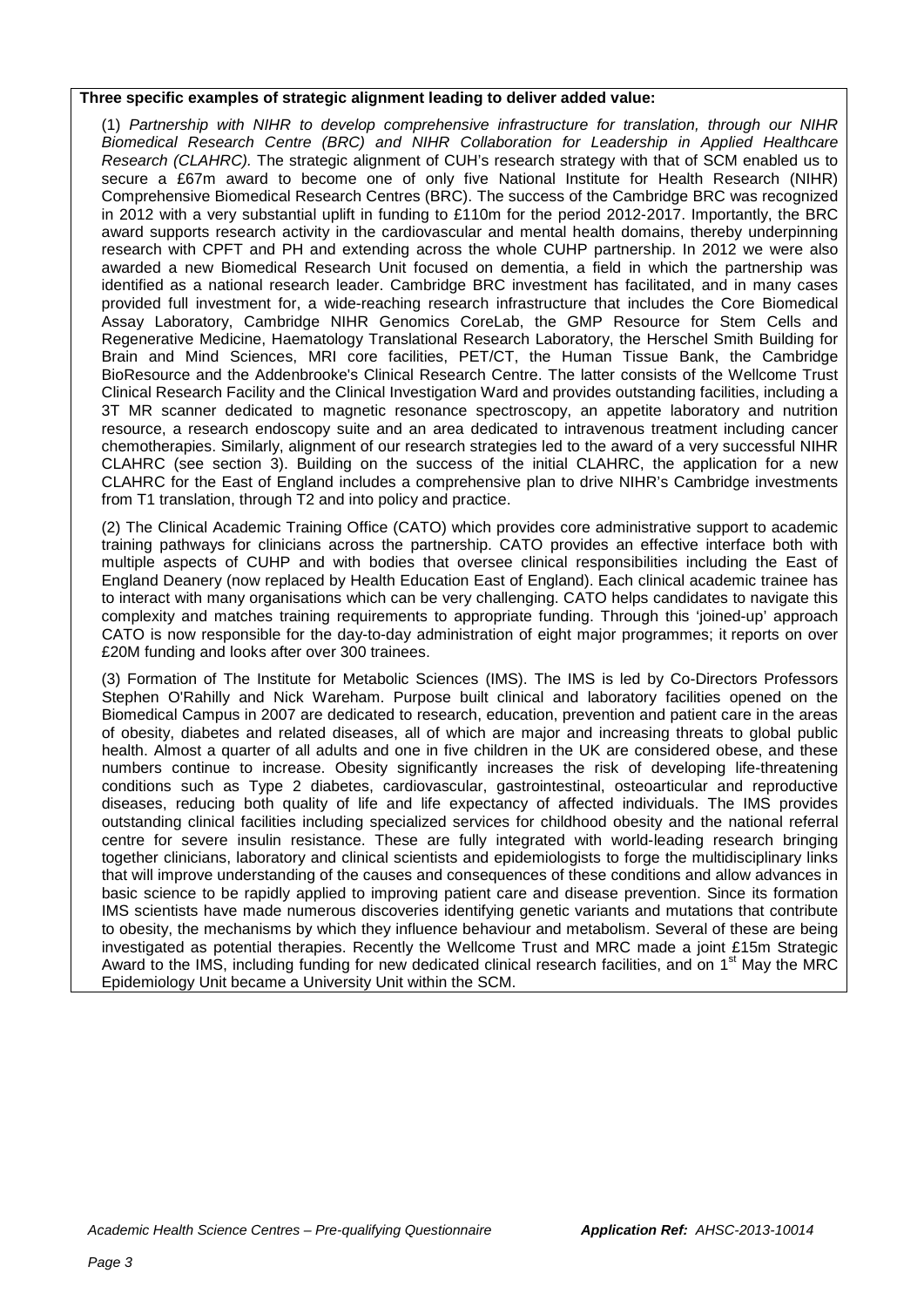**Three specific examples of strategic alignment leading to deliver added value:**

(1) *Partnership with NIHR to develop comprehensive infrastructure for translation, through our NIHR Biomedical Research Centre (BRC) and NIHR Collaboration for Leadership in Applied Healthcare Research (CLAHRC).* The strategic alignment of CUH's research strategy with that of SCM enabled us to secure a £67m award to become one of only five National Institute for Health Research (NIHR) Comprehensive Biomedical Research Centres (BRC). The success of the Cambridge BRC was recognized in 2012 with a very substantial uplift in funding to £110m for the period 2012-2017. Importantly, the BRC award supports research activity in the cardiovascular and mental health domains, thereby underpinning research with CPFT and PH and extending across the whole CUHP partnership. In 2012 we were also awarded a new Biomedical Research Unit focused on dementia, a field in which the partnership was identified as a national research leader. Cambridge BRC investment has facilitated, and in many cases provided full investment for, a wide-reaching research infrastructure that includes the Core Biomedical Assay Laboratory, Cambridge NIHR Genomics CoreLab, the GMP Resource for Stem Cells and Regenerative Medicine, Haematology Translational Research Laboratory, the Herschel Smith Building for Brain and Mind Sciences, MRI core facilities, PET/CT, the Human Tissue Bank, the Cambridge BioResource and the Addenbrooke's Clinical Research Centre. The latter consists of the Wellcome Trust Clinical Research Facility and the Clinical Investigation Ward and provides outstanding facilities, including a 3T MR scanner dedicated to magnetic resonance spectroscopy, an appetite laboratory and nutrition resource, a research endoscopy suite and an area dedicated to intravenous treatment including cancer chemotherapies. Similarly, alignment of our research strategies led to the award of a very successful NIHR CLAHRC (see section 3). Building on the success of the initial CLAHRC, the application for a new CLAHRC for the East of England includes a comprehensive plan to drive NIHR's Cambridge investments from T1 translation, through T2 and into policy and practice.

(2) The Clinical Academic Training Office (CATO) which provides core administrative support to academic training pathways for clinicians across the partnership. CATO provides an effective interface both with multiple aspects of CUHP and with bodies that oversee clinical responsibilities including the East of England Deanery (now replaced by Health Education East of England). Each clinical academic trainee has to interact with many organisations which can be very challenging. CATO helps candidates to navigate this complexity and matches training requirements to appropriate funding. Through this 'joined-up' approach CATO is now responsible for the day-to-day administration of eight major programmes; it reports on over £20M funding and looks after over 300 trainees.

(3) Formation of The Institute for Metabolic Sciences (IMS). The IMS is led by Co-Directors Professors Stephen O'Rahilly and Nick Wareham. Purpose built clinical and laboratory facilities opened on the Biomedical Campus in 2007 are dedicated to research, education, prevention and patient care in the areas of obesity, diabetes and related diseases, all of which are major and increasing threats to global public health. Almost a quarter of all adults and one in five children in the UK are considered obese, and these numbers continue to increase. Obesity significantly increases the risk of developing life-threatening conditions such as Type 2 diabetes, cardiovascular, gastrointestinal, osteoarticular and reproductive diseases, reducing both quality of life and life expectancy of affected individuals. The IMS provides outstanding clinical facilities including specialized services for childhood obesity and the national referral centre for severe insulin resistance. These are fully integrated with world-leading research bringing together clinicians, laboratory and clinical scientists and epidemiologists to forge the multidisciplinary links that will improve understanding of the causes and consequences of these conditions and allow advances in basic science to be rapidly applied to improving patient care and disease prevention. Since its formation IMS scientists have made numerous discoveries identifying genetic variants and mutations that contribute to obesity, the mechanisms by which they influence behaviour and metabolism. Several of these are being investigated as potential therapies. Recently the Wellcome Trust and MRC made a joint £15m Strategic Award to the IMS, including funding for new dedicated clinical research facilities, and on 1st May the MRC Epidemiology Unit became a University Unit within the SCM.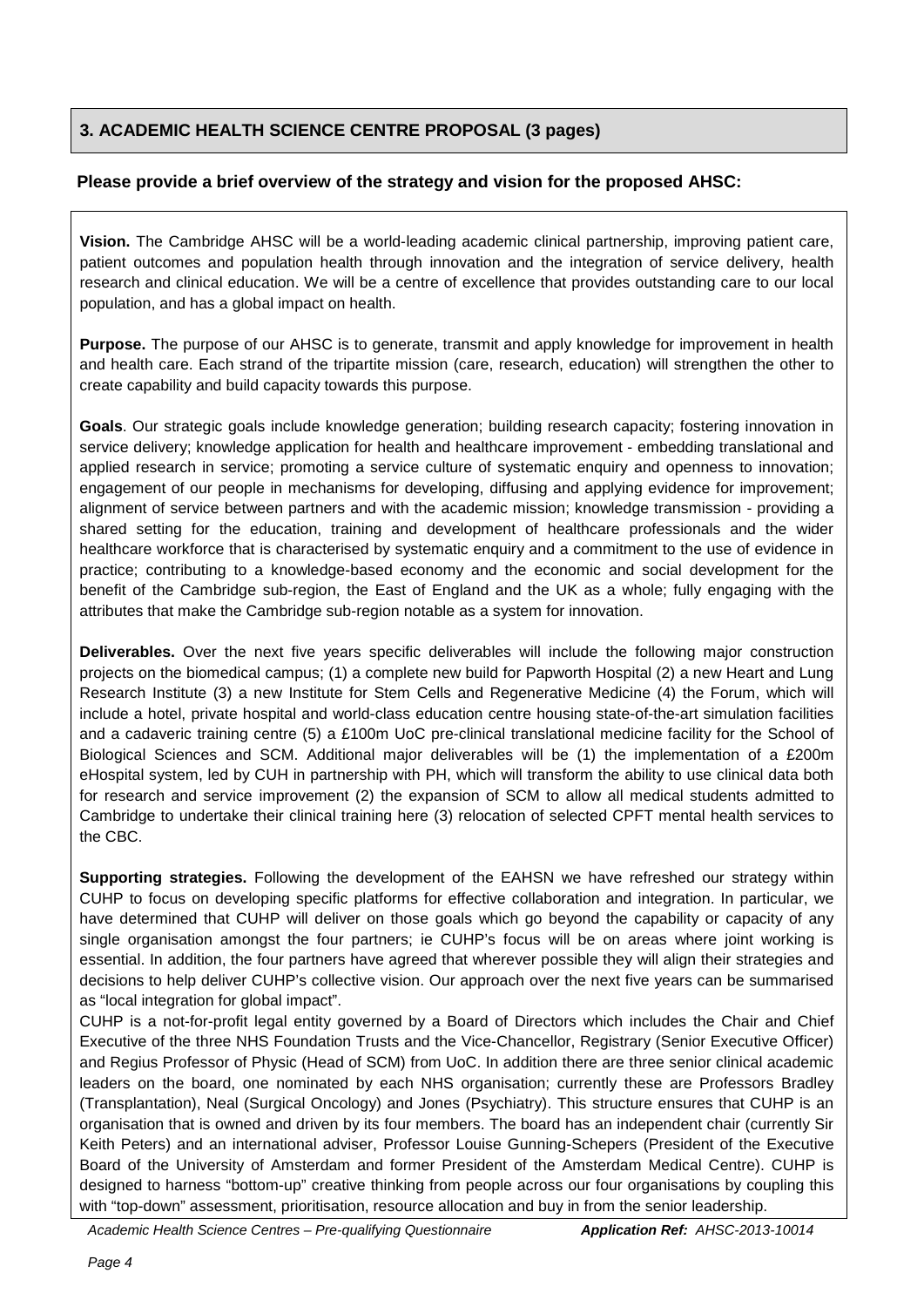## 3. ACADEMIC HEALTH SCIENCE CENTRE PROPOSAL (3 pages)

**Please provide a brief overview of the strategy and vision for the proposed AHSC:**

**Vision.** The Cambridge AHSC will be a world-leading academic clinical partnership, improving patient care, patient outcomes and population health through innovation and the integration of service delivery, health research and clinical education. We will be a centre of excellence that provides outstanding care to our local population, and has a global impact on health.

**Purpose.** The purpose of our AHSC is to generate, transmit and apply knowledge for improvement in health and health care. Each strand of the tripartite mission (care, research, education) will strengthen the other to create capability and build capacity towards this purpose.

**Goals**. Our strategic goals include knowledge generation; building research capacity; fostering innovation in service delivery; knowledge application for health and healthcare improvement - embedding translational and applied research in service; promoting a service culture of systematic enquiry and openness to innovation; engagement of our people in mechanisms for developing, diffusing and applying evidence for improvement; alignment of service between partners and with the academic mission; knowledge transmission - providing a shared setting for the education, training and development of healthcare professionals and the wider healthcare workforce that is characterised by systematic enquiry and a commitment to the use of evidence in practice; contributing to a knowledge-based economy and the economic and social development for the benefit of the Cambridge sub-region, the East of England and the UK as a whole; fully engaging with the attributes that make the Cambridge sub-region notable as a system for innovation.

**Deliverables.** Over the next five years specific deliverables will include the following major construction projects on the biomedical campus; (1) a complete new build for Papworth Hospital (2) a new Heart and Lung Research Institute (3) a new Institute for Stem Cells and Regenerative Medicine (4) the Forum, which will include a hotel, private hospital and world-class education centre housing state-of-the-art simulation facilities and a cadaveric training centre (5) a £100m UoC pre-clinical translational medicine facility for the School of Biological Sciences and SCM. Additional major deliverables will be (1) the implementation of a £200m eHospital system, led by CUH in partnership with PH, which will transform the ability to use clinical data both for research and service improvement (2) the expansion of SCM to allow all medical students admitted to Cambridge to undertake their clinical training here (3) relocation of selected CPFT mental health services to the CBC.

**Supporting strategies.** Following the development of the EAHSN we have refreshed our strategy within CUHP to focus on developing specific platforms for effective collaboration and integration. In particular, we have determined that CUHP will deliver on those goals which go beyond the capability or capacity of any single organisation amongst the four partners; ie CUHP's focus will be on areas where joint working is essential. In addition, the four partners have agreed that wherever possible they will align their strategies and decisions to help deliver CUHP's collective vision. Our approach over the next five years can be summarised as "local integration for global impact".

CUHP is a not-for-profit legal entity governed by a Board of Directors which includes the Chair and Chief Executive of the three NHS Foundation Trusts and the Vice-Chancellor, Registrary (Senior Executive Officer) and Regius Professor of Physic (Head of SCM) from UoC. In addition there are three senior clinical academic leaders on the board, one nominated by each NHS organisation; currently these are Professors Bradley (Transplantation), Neal (Surgical Oncology) and Jones (Psychiatry). This structure ensures that CUHP is an organisation that is owned and driven by its four members. The board has an independent chair (currently Sir Keith Peters) and an international adviser, Professor Louise Gunning-Schepers (President of the Executive Board of the University of Amsterdam and former President of the Amsterdam Medical Centre). CUHP is designed to harness "bottom-up" creative thinking from people across our four organisations by coupling this with "top-down" assessment, prioritisation, resource allocation and buy in from the senior leadership.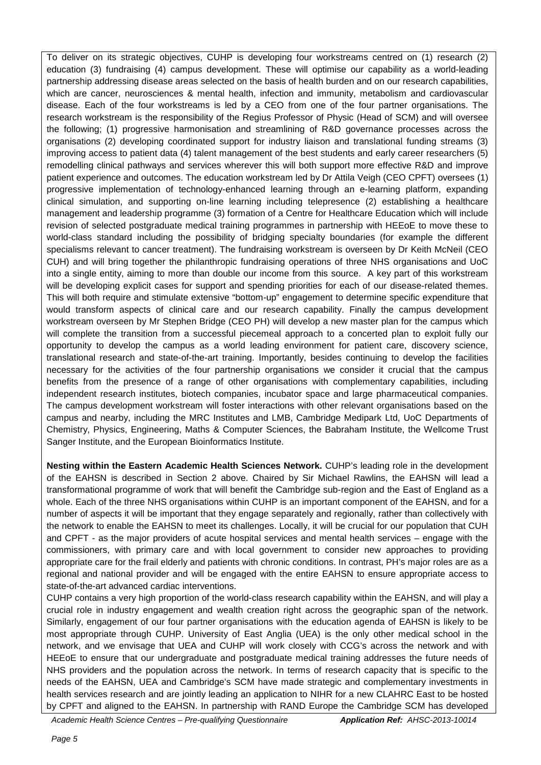To deliver on its strategic objectives, CUHP is developing four workstreams centred on (1) research (2) education (3) fundraising (4) campus development. These will optimise our capability as a world-leading partnership addressing disease areas selected on the basis of health burden and on our research capabilities, which are cancer, neurosciences & mental health, infection and immunity, metabolism and cardiovascular disease. Each of the four workstreams is led by a CEO from one of the four partner organisations. The research workstream is the responsibility of the Regius Professor of Physic (Head of SCM) and will oversee the following; (1) progressive harmonisation and streamlining of R&D governance processes across the organisations (2) developing coordinated support for industry liaison and translational funding streams (3) improving access to patient data (4) talent management of the best students and early career researchers (5) remodelling clinical pathways and services wherever this will both support more effective R&D and improve patient experience and outcomes. The education workstream led by Dr Attila Veigh (CEO CPFT) oversees (1) progressive implementation of technology-enhanced learning through an e-learning platform, expanding clinical simulation, and supporting on-line learning including telepresence (2) establishing a healthcare management and leadership programme (3) formation of a Centre for Healthcare Education which will include revision of selected postgraduate medical training programmes in partnership with HEEoE to move these to world-class standard including the possibility of bridging specialty boundaries (for example the different specialisms relevant to cancer treatment). The fundraising workstream is overseen by Dr Keith McNeil (CEO CUH) and will bring together the philanthropic fundraising operations of three NHS organisations and UoC into a single entity, aiming to more than double our income from this source. A key part of this workstream will be developing explicit cases for support and spending priorities for each of our disease-related themes. This will both require and stimulate extensive "bottom-up" engagement to determine specific expenditure that would transform aspects of clinical care and our research capability. Finally the campus development workstream overseen by Mr Stephen Bridge (CEO PH) will develop a new master plan for the campus which will complete the transition from a successful piecemeal approach to a concerted plan to exploit fully our opportunity to develop the campus as a world leading environment for patient care, discovery science, translational research and state-of-the-art training. Importantly, besides continuing to develop the facilities necessary for the activities of the four partnership organisations we consider it crucial that the campus benefits from the presence of a range of other organisations with complementary capabilities, including independent research institutes, biotech companies, incubator space and large pharmaceutical companies. The campus development workstream will foster interactions with other relevant organisations based on the campus and nearby, including the MRC Institutes and LMB, Cambridge Medipark Ltd, UoC Departments of Chemistry, Physics, Engineering, Maths & Computer Sciences, the Babraham Institute, the Wellcome Trust Sanger Institute, and the European Bioinformatics Institute.

**Nesting within the Eastern Academic Health Sciences Network.** CUHP's leading role in the development of the EAHSN is described in Section 2 above. Chaired by Sir Michael Rawlins, the EAHSN will lead a transformational programme of work that will benefit the Cambridge sub-region and the East of England as a whole. Each of the three NHS organisations within CUHP is an important component of the EAHSN, and for a number of aspects it will be important that they engage separately and regionally, rather than collectively with the network to enable the EAHSN to meet its challenges. Locally, it will be crucial for our population that CUH and CPFT - as the major providers of acute hospital services and mental health services – engage with the commissioners, with primary care and with local government to consider new approaches to providing appropriate care for the frail elderly and patients with chronic conditions. In contrast, PH's major roles are as a regional and national provider and will be engaged with the entire EAHSN to ensure appropriate access to state-of-the-art advanced cardiac interventions.

CUHP contains a very high proportion of the world-class research capability within the EAHSN, and will play a crucial role in industry engagement and wealth creation right across the geographic span of the network. Similarly, engagement of our four partner organisations with the education agenda of EAHSN is likely to be most appropriate through CUHP. University of East Anglia (UEA) is the only other medical school in the network, and we envisage that UEA and CUHP will work closely with CCG's across the network and with HEEoE to ensure that our undergraduate and postgraduate medical training addresses the future needs of NHS providers and the population across the network. In terms of research capacity that is specific to the needs of the EAHSN, UEA and Cambridge's SCM have made strategic and complementary investments in health services research and are jointly leading an application to NIHR for a new CLAHRC East to be hosted by CPFT and aligned to the EAHSN. In partnership with RAND Europe the Cambridge SCM has developed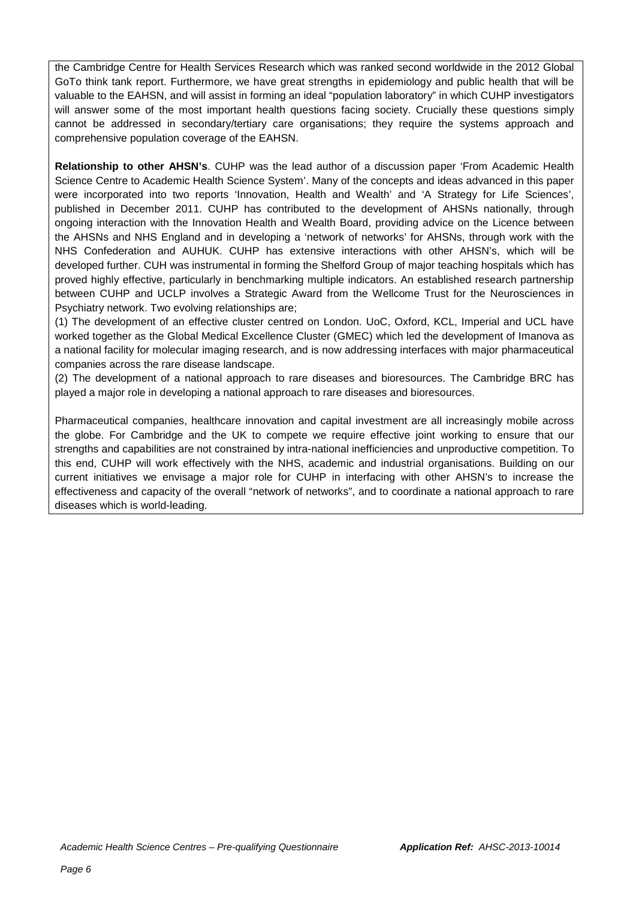the Cambridge Centre for Health Services Research which was ranked second worldwide in the 2012 Global GoTo think tank report. Furthermore, we have great strengths in epidemiology and public health that will be valuable to the EAHSN, and will assist in forming an ideal "population laboratory" in which CUHP investigators will answer some of the most important health questions facing society. Crucially these questions simply cannot be addressed in secondary/tertiary care organisations; they require the systems approach and comprehensive population coverage of the EAHSN.

**Relationship to other AHSN's**. CUHP was the lead author of a discussion paper 'From Academic Health Science Centre to Academic Health Science System'. Many of the concepts and ideas advanced in this paper were incorporated into two reports 'Innovation, Health and Wealth' and 'A Strategy for Life Sciences', published in December 2011. CUHP has contributed to the development of AHSNs nationally, through ongoing interaction with the Innovation Health and Wealth Board, providing advice on the Licence between the AHSNs and NHS England and in developing a 'network of networks' for AHSNs, through work with the NHS Confederation and AUHUK. CUHP has extensive interactions with other AHSN's, which will be developed further. CUH was instrumental in forming the Shelford Group of major teaching hospitals which has proved highly effective, particularly in benchmarking multiple indicators. An established research partnership between CUHP and UCLP involves a Strategic Award from the Wellcome Trust for the Neurosciences in Psychiatry network. Two evolving relationships are;

(1) The development of an effective cluster centred on London. UoC, Oxford, KCL, Imperial and UCL have worked together as the Global Medical Excellence Cluster (GMEC) which led the development of Imanova as a national facility for molecular imaging research, and is now addressing interfaces with major pharmaceutical companies across the rare disease landscape.

(2) The development of a national approach to rare diseases and bioresources. The Cambridge BRC has played a major role in developing a national approach to rare diseases and bioresources.

Pharmaceutical companies, healthcare innovation and capital investment are all increasingly mobile across the globe. For Cambridge and the UK to compete we require effective joint working to ensure that our strengths and capabilities are not constrained by intra-national inefficiencies and unproductive competition. To this end, CUHP will work effectively with the NHS, academic and industrial organisations. Building on our current initiatives we envisage a major role for CUHP in interfacing with other AHSN's to increase the effectiveness and capacity of the overall "network of networks", and to coordinate a national approach to rare diseases which is world-leading.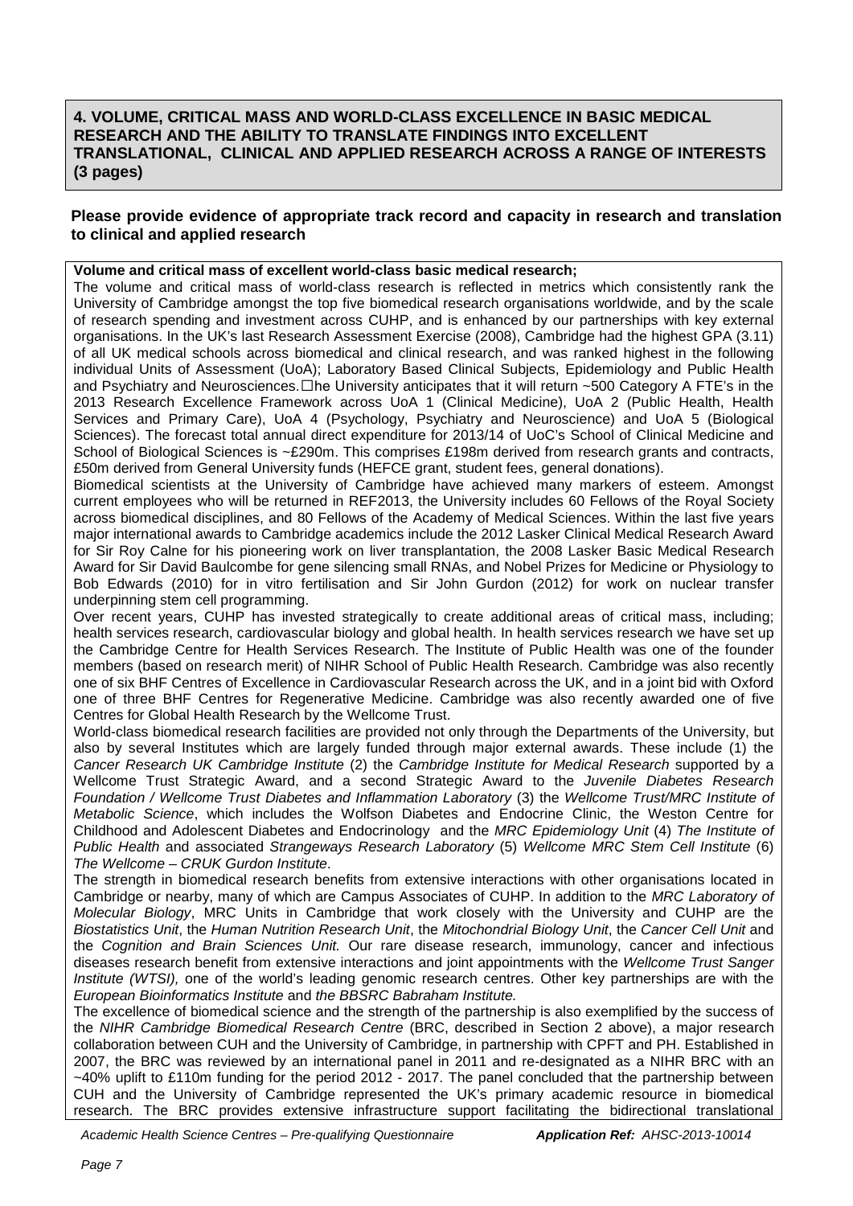## 4. VOLUME, CRITICAL MASS AND WORLD-CLASS EXCELLENCE IN BASIC MEDICAL RESEARCH AND THE ABILITY TO TRANSLATE FINDINGS INTO EXCELLENT TRANSLATIONAL, CLINICAL AND APPLIED RESEARCH ACROSS A RANGE OF INTERESTS (3 pages)

**Please provide evidence of appropriate track record and capacity in research and translation to clinical and applied research**

**Volume and critical mass of excellent world-class basic medical research;**

The volume and critical mass of world-class research is reflected in metrics which consistently rank the University of Cambridge amongst the top five biomedical research organisations worldwide, and by the scale of research spending and investment across CUHP, and is enhanced by our partnerships with key external organisations. In the UK's last Research Assessment Exercise (2008), Cambridge had the highest GPA (3.11) of all UK medical schools across biomedical and clinical research, and was ranked highest in the following individual Units of Assessment (UoA); Laboratory Based Clinical Subjects, Epidemiology and Public Health and Psychiatry and Neurosciences. The University anticipates that it will return ~500 Category A FTE's in the 2013 Research Excellence Framework across UoA 1 (Clinical Medicine), UoA 2 (Public Health, Health Services and Primary Care), UoA 4 (Psychology, Psychiatry and Neuroscience) and UoA 5 (Biological Sciences). The forecast total annual direct expenditure for 2013/14 of UoC's School of Clinical Medicine and School of Biological Sciences is ~£290m. This comprises £198m derived from research grants and contracts, £50m derived from General University funds (HEFCE grant, student fees, general donations).

Biomedical scientists at the University of Cambridge have achieved many markers of esteem. Amongst current employees who will be returned in REF2013, the University includes 60 Fellows of the Royal Society across biomedical disciplines, and 80 Fellows of the Academy of Medical Sciences. Within the last five years major international awards to Cambridge academics include the 2012 Lasker Clinical Medical Research Award for Sir Roy Calne for his pioneering work on liver transplantation, the 2008 Lasker Basic Medical Research Award for Sir David Baulcombe for gene silencing small RNAs, and Nobel Prizes for Medicine or Physiology to Bob Edwards (2010) for in vitro fertilisation and Sir John Gurdon (2012) for work on nuclear transfer underpinning stem cell programming.

Over recent years, CUHP has invested strategically to create additional areas of critical mass, including; health services research, cardiovascular biology and global health. In health services research we have set up the Cambridge Centre for Health Services Research. The Institute of Public Health was one of the founder members (based on research merit) of NIHR School of Public Health Research. Cambridge was also recently one of six BHF Centres of Excellence in Cardiovascular Research across the UK, and in a joint bid with Oxford one of three BHF Centres for Regenerative Medicine. Cambridge was also recently awarded one of five Centres for Global Health Research by the Wellcome Trust.

World-class biomedical research facilities are provided not only through the Departments of the University, but also by several Institutes which are largely funded through major external awards. These include (1) the *Cancer Research UK Cambridge Institute* (2) the *Cambridge Institute for Medical Research* supported by a Wellcome Trust Strategic Award, and a second Strategic Award to the *Juvenile Diabetes Research Foundation / Wellcome Trust Diabetes and Inflammation Laboratory* (3) the *Wellcome Trust/MRC Institute of Metabolic Science*, which includes the Wolfson Diabetes and Endocrine Clinic, the Weston Centre for Childhood and Adolescent Diabetes and Endocrinology and the *MRC Epidemiology Unit* (4) *The Institute of Public Health* and associated *Strangeways Research Laboratory* (5) *Wellcome MRC Stem Cell Institute* (6) *The Wellcome – CRUK Gurdon Institute*.

The strength in biomedical research benefits from extensive interactions with other organisations located in Cambridge or nearby, many of which are Campus Associates of CUHP. In addition to the *MRC Laboratory of Molecular Biology*, MRC Units in Cambridge that work closely with the University and CUHP are the *Biostatistics Unit*, the *Human Nutrition Research Unit*, the *Mitochondrial Biology Unit*, the *Cancer Cell Unit* and the *Cognition and Brain Sciences Unit.* Our rare disease research, immunology, cancer and infectious diseases research benefit from extensive interactions and joint appointments with the *Wellcome Trust Sanger Institute (WTSI),* one of the world's leading genomic research centres. Other key partnerships are with the *European Bioinformatics Institute* and *the BBSRC Babraham Institute.*

The excellence of biomedical science and the strength of the partnership is also exemplified by the success of the *NIHR Cambridge Biomedical Research Centre* (BRC, described in Section 2 above), a major research collaboration between CUH and the University of Cambridge, in partnership with CPFT and PH. Established in 2007, the BRC was reviewed by an international panel in 2011 and re-designated as a NIHR BRC with an ~40% uplift to £110m funding for the period 2012 - 2017. The panel concluded that the partnership between CUH and the University of Cambridge represented the UK's primary academic resource in biomedical research. The BRC provides extensive infrastructure support facilitating the bidirectional translational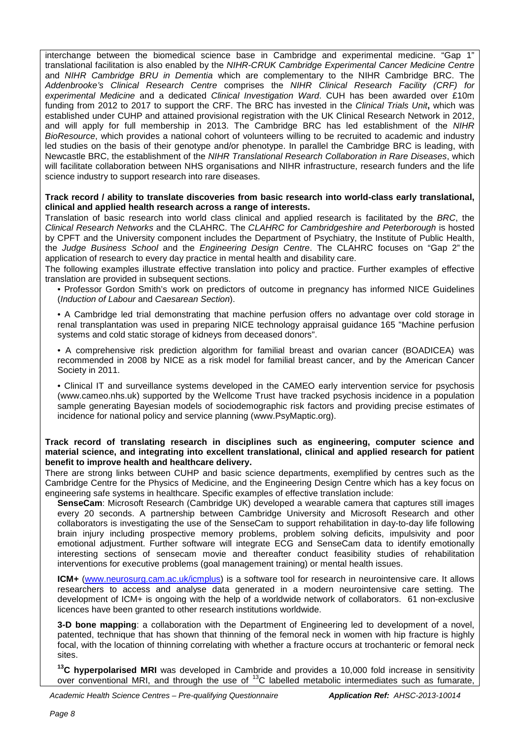interchange between the biomedical science base in Cambridge and experimental medicine. "Gap 1" translational facilitation is also enabled by the *NIHR-CRUK Cambridge Experimental Cancer Medicine Centre* and *NIHR Cambridge BRU in Dementia* which are complementary to the NIHR Cambridge BRC. The *Addenbrooke's Clinical Research Centre* comprises the *NIHR Clinical Research Facility (CRF) for experimental Medicine* and a dedicated *Clinical Investigation Ward*. CUH has been awarded over £10m funding from 2012 to 2017 to support the CRF. The BRC has invested in the *Clinical Trials Unit***,** which was established under CUHP and attained provisional registration with the UK Clinical Research Network in 2012, and will apply for full membership in 2013. The Cambridge BRC has led establishment of the *NIHR BioResource*, which provides a national cohort of volunteers willing to be recruited to academic and industry led studies on the basis of their genotype and/or phenotype. In parallel the Cambridge BRC is leading, with Newcastle BRC, the establishment of the *NIHR Translational Research Collaboration in Rare Diseases*, which will facilitate collaboration between NHS organisations and NIHR infrastructure, research funders and the life science industry to support research into rare diseases.

**Track record / ability to translate discoveries from basic research into world-class early translational, clinical and applied health research across a range of interests.**

Translation of basic research into world class clinical and applied research is facilitated by the *BRC*, the *Clinical Research Networks* and the CLAHRC. The *CLAHRC for Cambridgeshire and Peterborough* is hosted by CPFT and the University component includes the Department of Psychiatry, the Institute of Public Health, the *Judge Business School* and the *Engineering Design Centre*. The CLAHRC focuses on "Gap 2" the application of research to every day practice in mental health and disability care.

The following examples illustrate effective translation into policy and practice. Further examples of effective translation are provided in subsequent sections.

- Professor Gordon Smith's work on predictors of outcome in pregnancy has informed NICE Guidelines (*Induction of Labour* and *Caesarean Section*).
- A Cambridge led trial demonstrating that machine perfusion offers no advantage over cold storage in renal transplantation was used in preparing NICE technology appraisal guidance 165 "Machine perfusion systems and cold static storage of kidneys from deceased donors".
- A comprehensive risk prediction algorithm for familial breast and ovarian cancer (BOADICEA) was recommended in 2008 by NICE as a risk model for familial breast cancer, and by the American Cancer Society in 2011.
- Clinical IT and surveillance systems developed in the CAMEO early intervention service for psychosis (www.cameo.nhs.uk) supported by the Wellcome Trust have tracked psychosis incidence in a population sample generating Bayesian models of sociodemographic risk factors and providing precise estimates of incidence for national policy and service planning (www.PsyMaptic.org).

**Track record of translating research in disciplines such as engineering, computer science and material science, and integrating into excellent translational, clinical and applied research for patient benefit to improve health and healthcare delivery.**

There are strong links between CUHP and basic science departments, exemplified by centres such as the Cambridge Centre for the Physics of Medicine, and the Engineering Design Centre which has a key focus on engineering safe systems in healthcare. Specific examples of effective translation include:

**SenseCam**: Microsoft Research (Cambridge UK) developed a wearable camera that captures still images every 20 seconds. A partnership between Cambridge University and Microsoft Research and other collaborators is investigating the use of the SenseCam to support rehabilitation in day-to-day life following brain injury including prospective memory problems, problem solving deficits, impulsivity and poor emotional adjustment. Further software will integrate ECG and SenseCam data to identify emotionally interesting sections of sensecam movie and thereafter conduct feasibility studies of rehabilitation interventions for executive problems (goal management training) or mental health issues.

**ICM+** (www.neurosurg.cam.ac.uk/icmplus) is a software tool for research in neurointensive care. It allows researchers to access and analyse data generated in a modern neurointensive care setting. The development of ICM+ is ongoing with the help of a worldwide network of collaborators. 61 non-exclusive licences have been granted to other research institutions worldwide.

**3-D bone mapping**: a collaboration with the Department of Engineering led to development of a novel, patented, technique that has shown that thinning of the femoral neck in women with hip fracture is highly focal, with the location of thinning correlating with whether a fracture occurs at trochanteric or femoral neck sites.

**$^{13}$C hyperpolarised MRI** was developed in Cambride and provides a 10,000 fold increase in sensitivity over conventional MRI, and through the use of $^{13}$C labelled metabolic intermediates such as fumarate,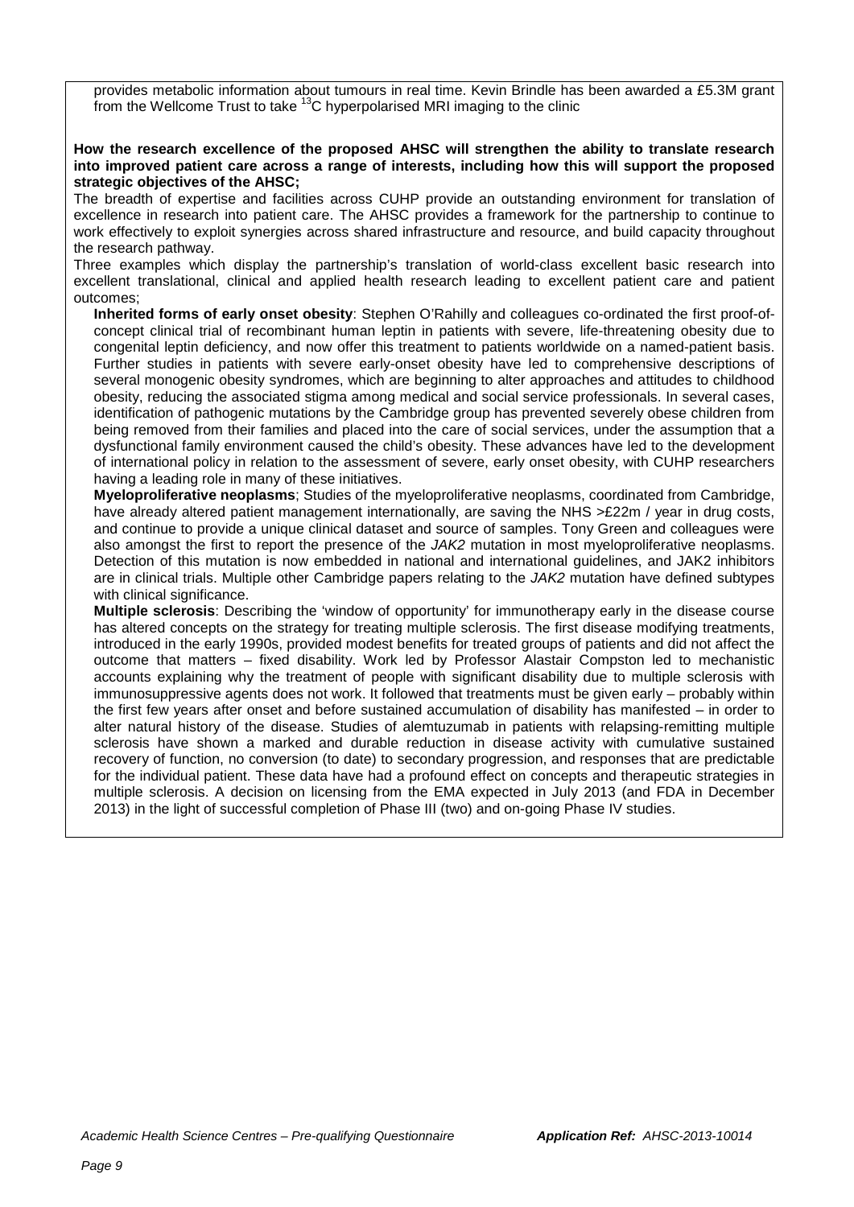provides metabolic information about tumours in real time. Kevin Brindle has been awarded a £5.3M grant from the Wellcome Trust to take $^{13}C$ hyperpolarised MRI imaging to the clinic

**How the research excellence of the proposed AHSC will strengthen the ability to translate research into improved patient care across a range of interests, including how this will support the proposed strategic objectives of the AHSC;**

The breadth of expertise and facilities across CUHP provide an outstanding environment for translation of excellence in research into patient care. The AHSC provides a framework for the partnership to continue to work effectively to exploit synergies across shared infrastructure and resource, and build capacity throughout the research pathway.

Three examples which display the partnership's translation of world-class excellent basic research into excellent translational, clinical and applied health research leading to excellent patient care and patient outcomes;

**Inherited forms of early onset obesity**: Stephen O'Rahilly and colleagues co-ordinated the first proof-of-concept clinical trial of recombinant human leptin in patients with severe, life-threatening obesity due to congenital leptin deficiency, and now offer this treatment to patients worldwide on a named-patient basis. Further studies in patients with severe early-onset obesity have led to comprehensive descriptions of several monogenic obesity syndromes, which are beginning to alter approaches and attitudes to childhood obesity, reducing the associated stigma among medical and social service professionals. In several cases, identification of pathogenic mutations by the Cambridge group has prevented severely obese children from being removed from their families and placed into the care of social services, under the assumption that a dysfunctional family environment caused the child's obesity. These advances have led to the development of international policy in relation to the assessment of severe, early onset obesity, with CUHP researchers having a leading role in many of these initiatives.

**Myeloproliferative neoplasms**; Studies of the myeloproliferative neoplasms, coordinated from Cambridge, have already altered patient management internationally, are saving the NHS >£22m / year in drug costs, and continue to provide a unique clinical dataset and source of samples. Tony Green and colleagues were also amongst the first to report the presence of the *JAK2* mutation in most myeloproliferative neoplasms. Detection of this mutation is now embedded in national and international guidelines, and JAK2 inhibitors are in clinical trials. Multiple other Cambridge papers relating to the *JAK2* mutation have defined subtypes with clinical significance.

**Multiple sclerosis**: Describing the 'window of opportunity' for immunotherapy early in the disease course has altered concepts on the strategy for treating multiple sclerosis. The first disease modifying treatments, introduced in the early 1990s, provided modest benefits for treated groups of patients and did not affect the outcome that matters – fixed disability. Work led by Professor Alastair Compston led to mechanistic accounts explaining why the treatment of people with significant disability due to multiple sclerosis with immunosuppressive agents does not work. It followed that treatments must be given early – probably within the first few years after onset and before sustained accumulation of disability has manifested – in order to alter natural history of the disease. Studies of alemtuzumab in patients with relapsing-remitting multiple sclerosis have shown a marked and durable reduction in disease activity with cumulative sustained recovery of function, no conversion (to date) to secondary progression, and responses that are predictable for the individual patient. These data have had a profound effect on concepts and therapeutic strategies in multiple sclerosis. A decision on licensing from the EMA expected in July 2013 (and FDA in December 2013) in the light of successful completion of Phase III (two) and on-going Phase IV studies.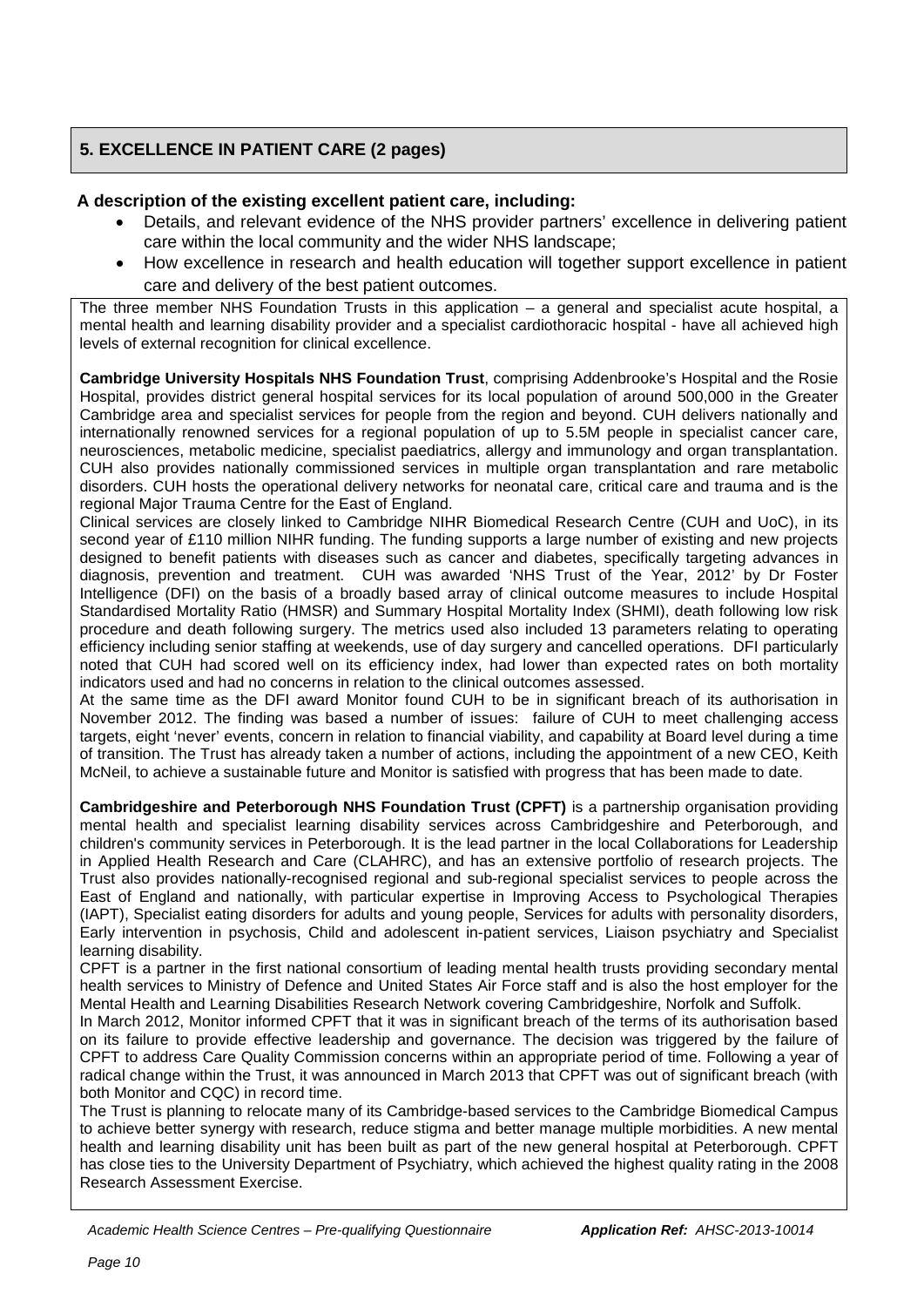## 5. EXCELLENCE IN PATIENT CARE (2 pages)

**A description of the existing excellent patient care, including:**

- Details, and relevant evidence of the NHS provider partners' excellence in delivering patient care within the local community and the wider NHS landscape;
- How excellence in research and health education will together support excellence in patient care and delivery of the best patient outcomes.

The three member NHS Foundation Trusts in this application – a general and specialist acute hospital, a mental health and learning disability provider and a specialist cardiothoracic hospital - have all achieved high levels of external recognition for clinical excellence.

**Cambridge University Hospitals NHS Foundation Trust**, comprising Addenbrooke's Hospital and the Rosie Hospital, provides district general hospital services for its local population of around 500,000 in the Greater Cambridge area and specialist services for people from the region and beyond. CUH delivers nationally and internationally renowned services for a regional population of up to 5.5M people in specialist cancer care, neurosciences, metabolic medicine, specialist paediatrics, allergy and immunology and organ transplantation. CUH also provides nationally commissioned services in multiple organ transplantation and rare metabolic disorders. CUH hosts the operational delivery networks for neonatal care, critical care and trauma and is the regional Major Trauma Centre for the East of England.

Clinical services are closely linked to Cambridge NIHR Biomedical Research Centre (CUH and UoC), in its second year of £110 million NIHR funding. The funding supports a large number of existing and new projects designed to benefit patients with diseases such as cancer and diabetes, specifically targeting advances in diagnosis, prevention and treatment. CUH was awarded 'NHS Trust of the Year, 2012' by Dr Foster Intelligence (DFI) on the basis of a broadly based array of clinical outcome measures to include Hospital Standardised Mortality Ratio (HMSR) and Summary Hospital Mortality Index (SHMI), death following low risk procedure and death following surgery. The metrics used also included 13 parameters relating to operating efficiency including senior staffing at weekends, use of day surgery and cancelled operations. DFI particularly noted that CUH had scored well on its efficiency index, had lower than expected rates on both mortality indicators used and had no concerns in relation to the clinical outcomes assessed.

At the same time as the DFI award Monitor found CUH to be in significant breach of its authorisation in November 2012. The finding was based a number of issues: failure of CUH to meet challenging access targets, eight 'never' events, concern in relation to financial viability, and capability at Board level during a time of transition. The Trust has already taken a number of actions, including the appointment of a new CEO, Keith McNeil, to achieve a sustainable future and Monitor is satisfied with progress that has been made to date.

**Cambridgeshire and Peterborough NHS Foundation Trust (CPFT)** is a partnership organisation providing mental health and specialist learning disability services across Cambridgeshire and Peterborough, and children's community services in Peterborough. It is the lead partner in the local Collaborations for Leadership in Applied Health Research and Care (CLAHRC), and has an extensive portfolio of research projects. The Trust also provides nationally-recognised regional and sub-regional specialist services to people across the East of England and nationally, with particular expertise in Improving Access to Psychological Therapies (IAPT), Specialist eating disorders for adults and young people, Services for adults with personality disorders, Early intervention in psychosis, Child and adolescent in-patient services, Liaison psychiatry and Specialist learning disability.

CPFT is a partner in the first national consortium of leading mental health trusts providing secondary mental health services to Ministry of Defence and United States Air Force staff and is also the host employer for the Mental Health and Learning Disabilities Research Network covering Cambridgeshire, Norfolk and Suffolk.

In March 2012, Monitor informed CPFT that it was in significant breach of the terms of its authorisation based on its failure to provide effective leadership and governance. The decision was triggered by the failure of CPFT to address Care Quality Commission concerns within an appropriate period of time. Following a year of radical change within the Trust, it was announced in March 2013 that CPFT was out of significant breach (with both Monitor and CQC) in record time.

The Trust is planning to relocate many of its Cambridge-based services to the Cambridge Biomedical Campus to achieve better synergy with research, reduce stigma and better manage multiple morbidities. A new mental health and learning disability unit has been built as part of the new general hospital at Peterborough. CPFT has close ties to the University Department of Psychiatry, which achieved the highest quality rating in the 2008 Research Assessment Exercise.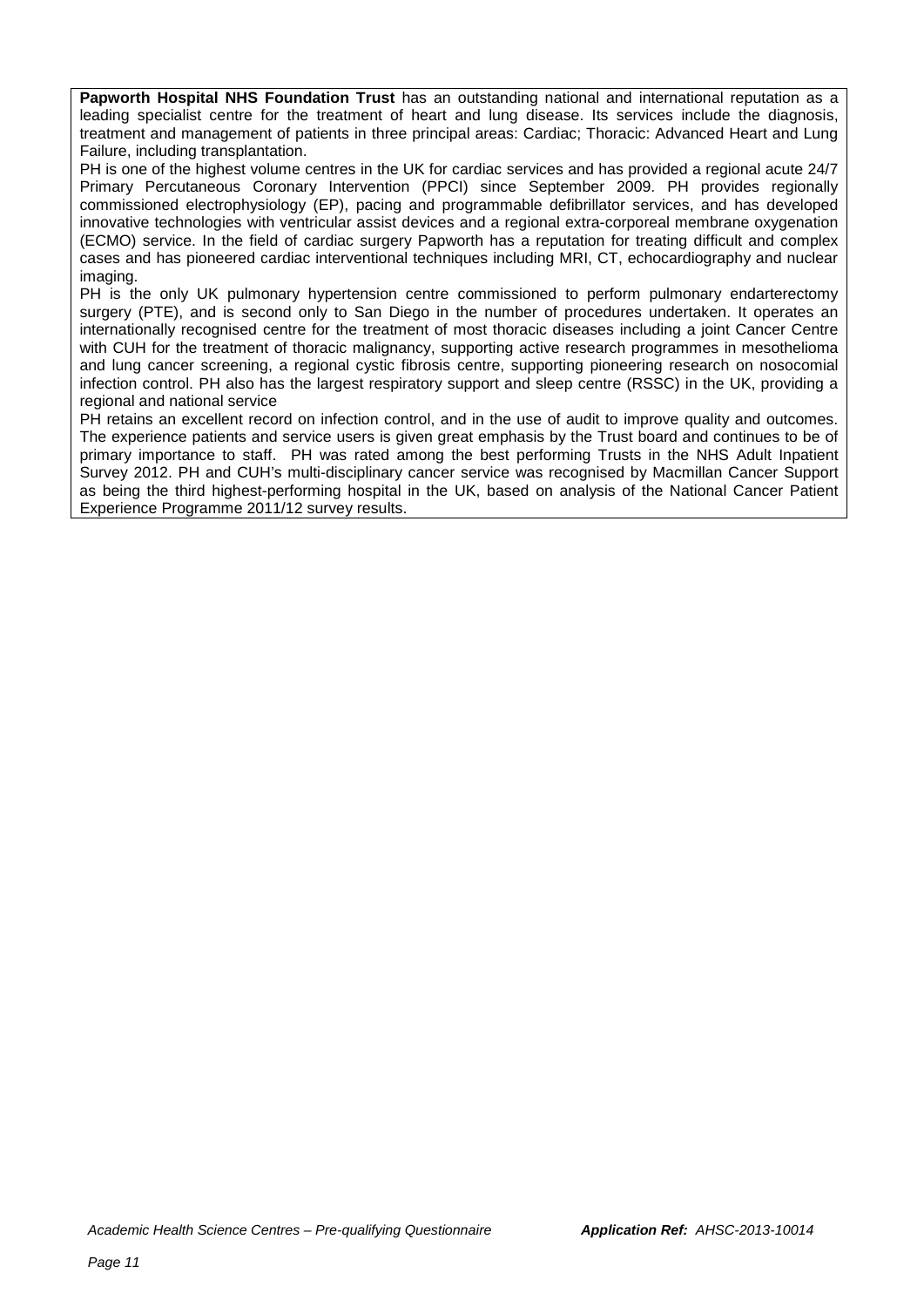**Papworth Hospital NHS Foundation Trust** has an outstanding national and international reputation as a leading specialist centre for the treatment of heart and lung disease. Its services include the diagnosis, treatment and management of patients in three principal areas: Cardiac; Thoracic: Advanced Heart and Lung Failure, including transplantation.

PH is one of the highest volume centres in the UK for cardiac services and has provided a regional acute 24/7 Primary Percutaneous Coronary Intervention (PPCI) since September 2009. PH provides regionally commissioned electrophysiology (EP), pacing and programmable defibrillator services, and has developed innovative technologies with ventricular assist devices and a regional extra-corporeal membrane oxygenation (ECMO) service. In the field of cardiac surgery Papworth has a reputation for treating difficult and complex cases and has pioneered cardiac interventional techniques including MRI, CT, echocardiography and nuclear imaging.

PH is the only UK pulmonary hypertension centre commissioned to perform pulmonary endarterectomy surgery (PTE), and is second only to San Diego in the number of procedures undertaken. It operates an internationally recognised centre for the treatment of most thoracic diseases including a joint Cancer Centre with CUH for the treatment of thoracic malignancy, supporting active research programmes in mesothelioma and lung cancer screening, a regional cystic fibrosis centre, supporting pioneering research on nosocomial infection control. PH also has the largest respiratory support and sleep centre (RSSC) in the UK, providing a regional and national service

PH retains an excellent record on infection control, and in the use of audit to improve quality and outcomes. The experience patients and service users is given great emphasis by the Trust board and continues to be of primary importance to staff. PH was rated among the best performing Trusts in the NHS Adult Inpatient Survey 2012. PH and CUH's multi-disciplinary cancer service was recognised by Macmillan Cancer Support as being the third highest-performing hospital in the UK, based on analysis of the National Cancer Patient Experience Programme 2011/12 survey results.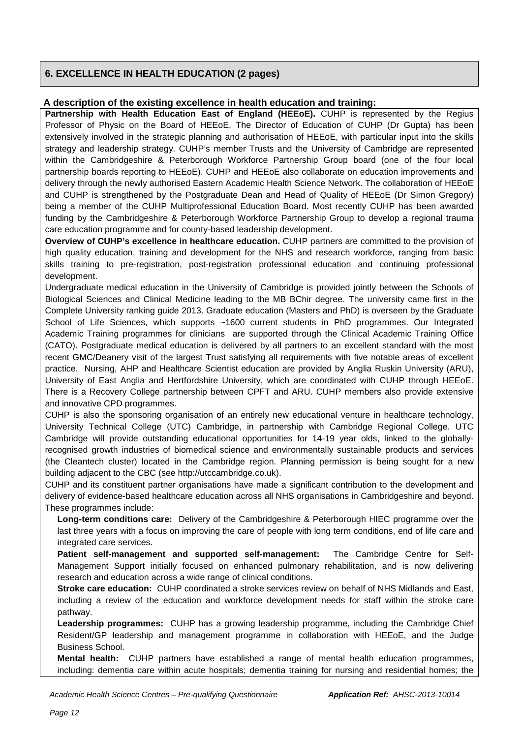## 6. EXCELLENCE IN HEALTH EDUCATION (2 pages)

### A description of the existing excellence in health education and training:

**Partnership with Health Education East of England (HEEoE).** CUHP is represented by the Regius Professor of Physic on the Board of HEEoE, The Director of Education of CUHP (Dr Gupta) has been extensively involved in the strategic planning and authorisation of HEEoE, with particular input into the skills strategy and leadership strategy. CUHP's member Trusts and the University of Cambridge are represented within the Cambridgeshire & Peterborough Workforce Partnership Group board (one of the four local partnership boards reporting to HEEoE). CUHP and HEEoE also collaborate on education improvements and delivery through the newly authorised Eastern Academic Health Science Network. The collaboration of HEEoE and CUHP is strengthened by the Postgraduate Dean and Head of Quality of HEEoE (Dr Simon Gregory) being a member of the CUHP Multiprofessional Education Board. Most recently CUHP has been awarded funding by the Cambridgeshire & Peterborough Workforce Partnership Group to develop a regional trauma care education programme and for county-based leadership development.

**Overview of CUHP's excellence in healthcare education.** CUHP partners are committed to the provision of high quality education, training and development for the NHS and research workforce, ranging from basic skills training to pre-registration, post-registration professional education and continuing professional development.

Undergraduate medical education in the University of Cambridge is provided jointly between the Schools of Biological Sciences and Clinical Medicine leading to the MB BChir degree. The university came first in the Complete University ranking guide 2013. Graduate education (Masters and PhD) is overseen by the Graduate School of Life Sciences, which supports ~1600 current students in PhD programmes. Our Integrated Academic Training programmes for clinicians are supported through the Clinical Academic Training Office (CATO). Postgraduate medical education is delivered by all partners to an excellent standard with the most recent GMC/Deanery visit of the largest Trust satisfying all requirements with five notable areas of excellent practice. Nursing, AHP and Healthcare Scientist education are provided by Anglia Ruskin University (ARU), University of East Anglia and Hertfordshire University, which are coordinated with CUHP through HEEoE. There is a Recovery College partnership between CPFT and ARU. CUHP members also provide extensive and innovative CPD programmes.

CUHP is also the sponsoring organisation of an entirely new educational venture in healthcare technology, University Technical College (UTC) Cambridge, in partnership with Cambridge Regional College. UTC Cambridge will provide outstanding educational opportunities for 14-19 year olds, linked to the globally-recognised growth industries of biomedical science and environmentally sustainable products and services (the Cleantech cluster) located in the Cambridge region. Planning permission is being sought for a new building adjacent to the CBC (see http://utccambridge.co.uk).

CUHP and its constituent partner organisations have made a significant contribution to the development and delivery of evidence-based healthcare education across all NHS organisations in Cambridgeshire and beyond. These programmes include:

- **Long-term conditions care:** Delivery of the Cambridgeshire & Peterborough HIEC programme over the last three years with a focus on improving the care of people with long term conditions, end of life care and integrated care services.
- **Patient self-management and supported self-management:** The Cambridge Centre for Self-Management Support initially focused on enhanced pulmonary rehabilitation, and is now delivering research and education across a wide range of clinical conditions.
- **Stroke care education:** CUHP coordinated a stroke services review on behalf of NHS Midlands and East, including a review of the education and workforce development needs for staff within the stroke care pathway.
- **Leadership programmes:** CUHP has a growing leadership programme, including the Cambridge Chief Resident/GP leadership and management programme in collaboration with HEEoE, and the Judge Business School.
- **Mental health:** CUHP partners have established a range of mental health education programmes, including: dementia care within acute hospitals; dementia training for nursing and residential homes; the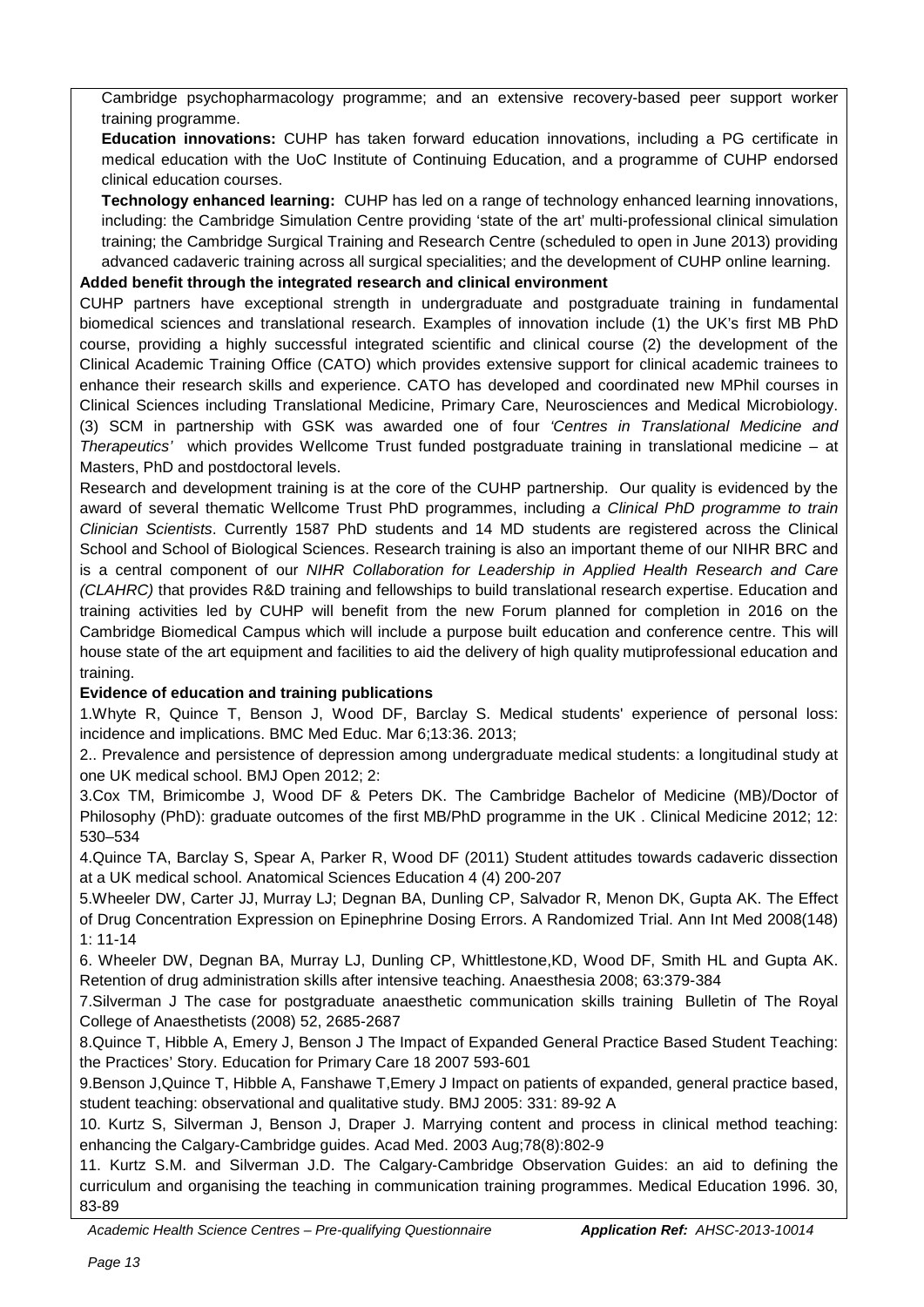Cambridge psychopharmacology programme; and an extensive recovery-based peer support worker training programme.

**Education innovations:** CUHP has taken forward education innovations, including a PG certificate in medical education with the UoC Institute of Continuing Education, and a programme of CUHP endorsed clinical education courses.

**Technology enhanced learning:** CUHP has led on a range of technology enhanced learning innovations, including: the Cambridge Simulation Centre providing 'state of the art' multi-professional clinical simulation training; the Cambridge Surgical Training and Research Centre (scheduled to open in June 2013) providing advanced cadaveric training across all surgical specialities; and the development of CUHP online learning.

**Added benefit through the integrated research and clinical environment**

CUHP partners have exceptional strength in undergraduate and postgraduate training in fundamental biomedical sciences and translational research. Examples of innovation include (1) the UK's first MB PhD course, providing a highly successful integrated scientific and clinical course (2) the development of the Clinical Academic Training Office (CATO) which provides extensive support for clinical academic trainees to enhance their research skills and experience. CATO has developed and coordinated new MPhil courses in Clinical Sciences including Translational Medicine, Primary Care, Neurosciences and Medical Microbiology. (3) SCM in partnership with GSK was awarded one of four *'Centres in Translational Medicine and Therapeutics'* which provides Wellcome Trust funded postgraduate training in translational medicine – at Masters, PhD and postdoctoral levels.

Research and development training is at the core of the CUHP partnership. Our quality is evidenced by the award of several thematic Wellcome Trust PhD programmes, including *a Clinical PhD programme to train Clinician Scientists*. Currently 1587 PhD students and 14 MD students are registered across the Clinical School and School of Biological Sciences. Research training is also an important theme of our NIHR BRC and is a central component of our *NIHR Collaboration for Leadership in Applied Health Research and Care (CLAHRC)* that provides R&D training and fellowships to build translational research expertise. Education and training activities led by CUHP will benefit from the new Forum planned for completion in 2016 on the Cambridge Biomedical Campus which will include a purpose built education and conference centre. This will house state of the art equipment and facilities to aid the delivery of high quality mutiprofessional education and training.

**Evidence of education and training publications**

1.Whyte R, Quince T, Benson J, Wood DF, Barclay S. Medical students' experience of personal loss: incidence and implications. BMC Med Educ. Mar 6;13:36. 2013;

2.. Prevalence and persistence of depression among undergraduate medical students: a longitudinal study at one UK medical school. BMJ Open 2012; 2:

3.Cox TM, Brimicombe J, Wood DF & Peters DK. The Cambridge Bachelor of Medicine (MB)/Doctor of Philosophy (PhD): graduate outcomes of the first MB/PhD programme in the UK . Clinical Medicine 2012; 12: 530–534

4.Quince TA, Barclay S, Spear A, Parker R, Wood DF (2011) Student attitudes towards cadaveric dissection at a UK medical school. Anatomical Sciences Education 4 (4) 200-207

5.Wheeler DW, Carter JJ, Murray LJ; Degnan BA, Dunling CP, Salvador R, Menon DK, Gupta AK. The Effect of Drug Concentration Expression on Epinephrine Dosing Errors. A Randomized Trial. Ann Int Med 2008(148) 1: 11-14

6. Wheeler DW, Degnan BA, Murray LJ, Dunling CP, Whittlestone,KD, Wood DF, Smith HL and Gupta AK. Retention of drug administration skills after intensive teaching. Anaesthesia 2008; 63:379-384

7.Silverman J The case for postgraduate anaesthetic communication skills training Bulletin of The Royal College of Anaesthetists (2008) 52, 2685-2687

8.Quince T, Hibble A, Emery J, Benson J The Impact of Expanded General Practice Based Student Teaching: the Practices' Story. Education for Primary Care 18 2007 593-601

9.Benson J,Quince T, Hibble A, Fanshawe T,Emery J Impact on patients of expanded, general practice based, student teaching: observational and qualitative study. BMJ 2005: 331: 89-92 A

10. Kurtz S, Silverman J, Benson J, Draper J. Marrying content and process in clinical method teaching: enhancing the Calgary-Cambridge guides. Acad Med. 2003 Aug;78(8):802-9

11. Kurtz S.M. and Silverman J.D. The Calgary-Cambridge Observation Guides: an aid to defining the curriculum and organising the teaching in communication training programmes. Medical Education 1996. 30, 83-89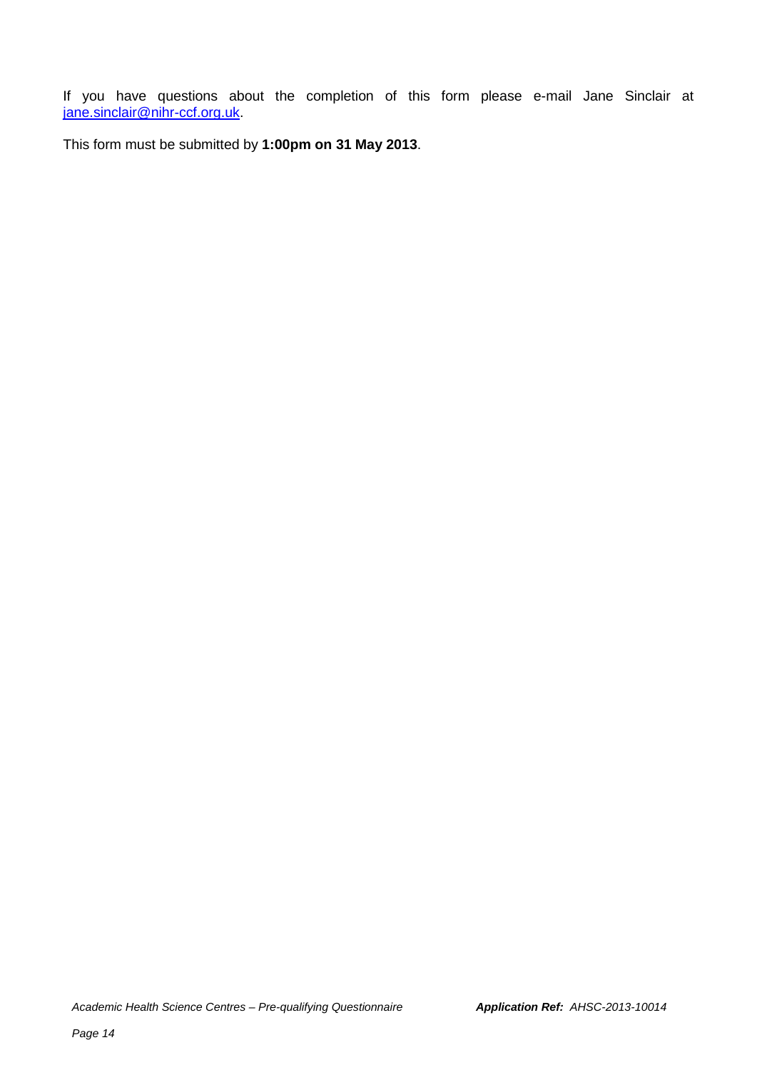If you have questions about the completion of this form please e-mail Jane Sinclair at [jane.sinclair@nihr-ccf.org.uk](mailto:jane.sinclair@nihr-ccf.org.uk).

This form must be submitted by **1:00pm on 31 May 2013**.